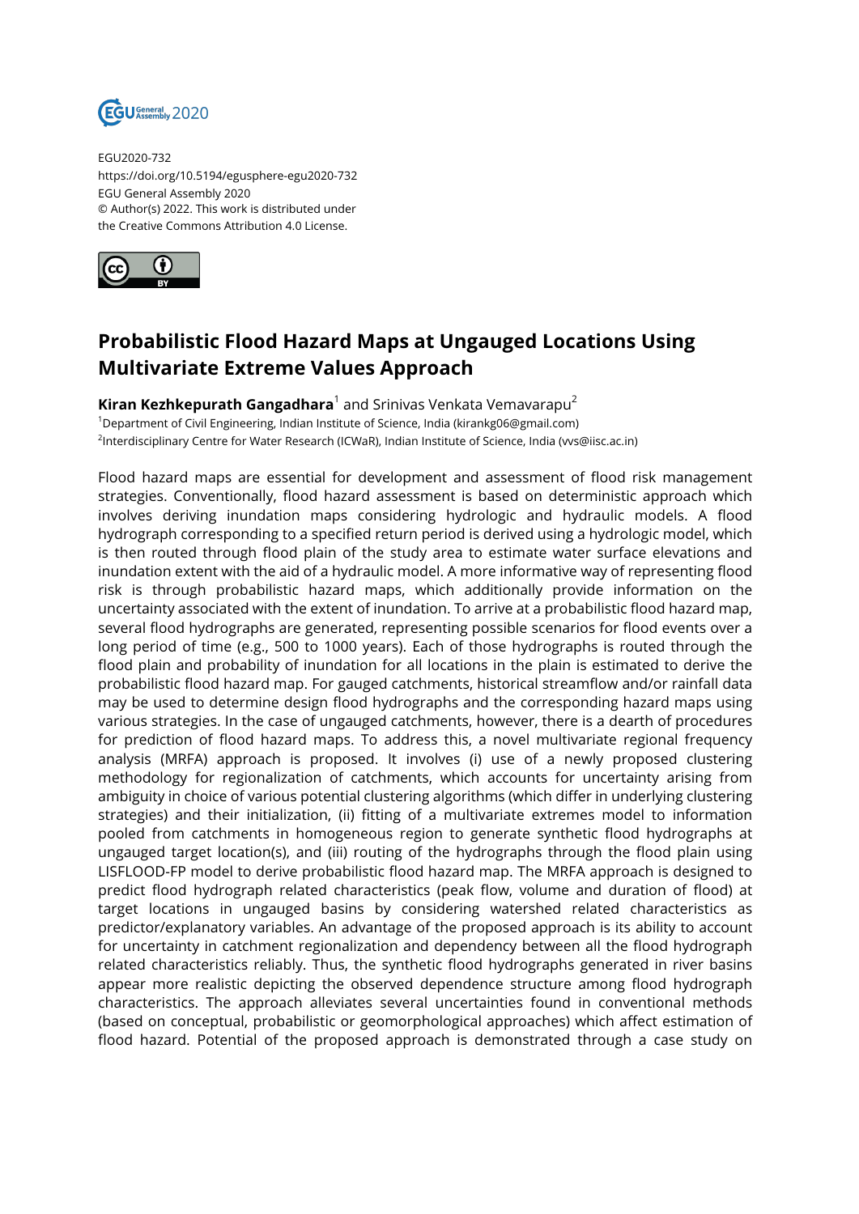EGU2020-732
https://doi.org/10.5194/egusphere-egu2020-732
EGU General Assembly 2020
© Author(s) 2022. This work is distributed under
the Creative Commons Attribution 4.0 License.

# Probabilistic Flood Hazard Maps at Ungauged Locations Using Multivariate Extreme Values Approach

**Kiran Kezhkepurath Gangadhara**[1] and Srinivas Venkata Vemavarapu[2]

[1]Department of Civil Engineering, Indian Institute of Science, India (kirankg06@gmail.com)
[2]Interdisciplinary Centre for Water Research (ICWaR), Indian Institute of Science, India (vvs@iisc.ac.in)

Flood hazard maps are essential for development and assessment of flood risk management strategies. Conventionally, flood hazard assessment is based on deterministic approach which involves deriving inundation maps considering hydrologic and hydraulic models. A flood hydrograph corresponding to a specified return period is derived using a hydrologic model, which is then routed through flood plain of the study area to estimate water surface elevations and inundation extent with the aid of a hydraulic model. A more informative way of representing flood risk is through probabilistic hazard maps, which additionally provide information on the uncertainty associated with the extent of inundation. To arrive at a probabilistic flood hazard map, several flood hydrographs are generated, representing possible scenarios for flood events over a long period of time (e.g., 500 to 1000 years). Each of those hydrographs is routed through the flood plain and probability of inundation for all locations in the plain is estimated to derive the probabilistic flood hazard map. For gauged catchments, historical streamflow and/or rainfall data may be used to determine design flood hydrographs and the corresponding hazard maps using various strategies. In the case of ungauged catchments, however, there is a dearth of procedures for prediction of flood hazard maps. To address this, a novel multivariate regional frequency analysis (MRFA) approach is proposed. It involves (i) use of a newly proposed clustering methodology for regionalization of catchments, which accounts for uncertainty arising from ambiguity in choice of various potential clustering algorithms (which differ in underlying clustering strategies) and their initialization, (ii) fitting of a multivariate extremes model to information pooled from catchments in homogeneous region to generate synthetic flood hydrographs at ungauged target location(s), and (iii) routing of the hydrographs through the flood plain using LISFLOOD-FP model to derive probabilistic flood hazard map. The MRFA approach is designed to predict flood hydrograph related characteristics (peak flow, volume and duration of flood) at target locations in ungauged basins by considering watershed related characteristics as predictor/explanatory variables. An advantage of the proposed approach is its ability to account for uncertainty in catchment regionalization and dependency between all the flood hydrograph related characteristics reliably. Thus, the synthetic flood hydrographs generated in river basins appear more realistic depicting the observed dependence structure among flood hydrograph characteristics. The approach alleviates several uncertainties found in conventional methods (based on conceptual, probabilistic or geomorphological approaches) which affect estimation of flood hazard. Potential of the proposed approach is demonstrated through a case study on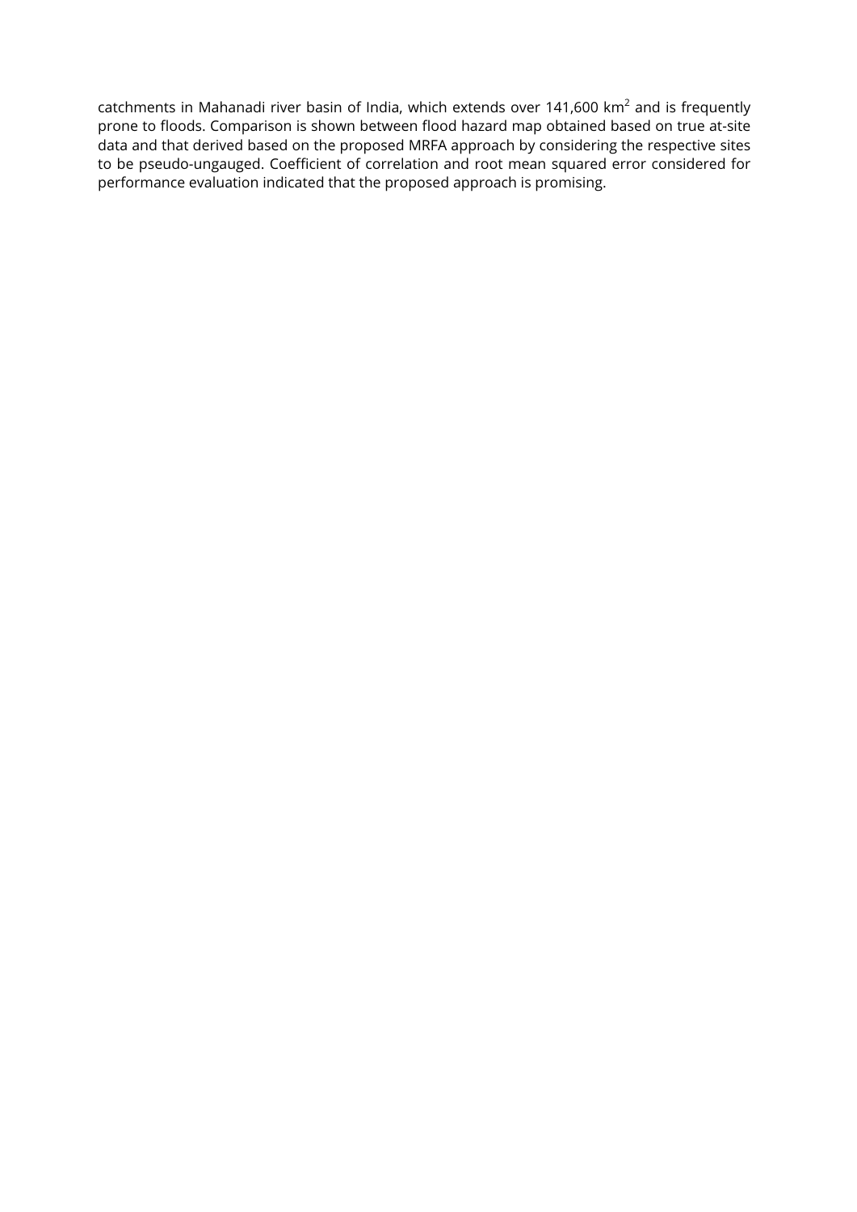catchments in Mahanadi river basin of India, which extends over 141,600 $km^2$ and is frequently prone to floods. Comparison is shown between flood hazard map obtained based on true at-site data and that derived based on the proposed MRFA approach by considering the respective sites to be pseudo-ungauged. Coefficient of correlation and root mean squared error considered for performance evaluation indicated that the proposed approach is promising.